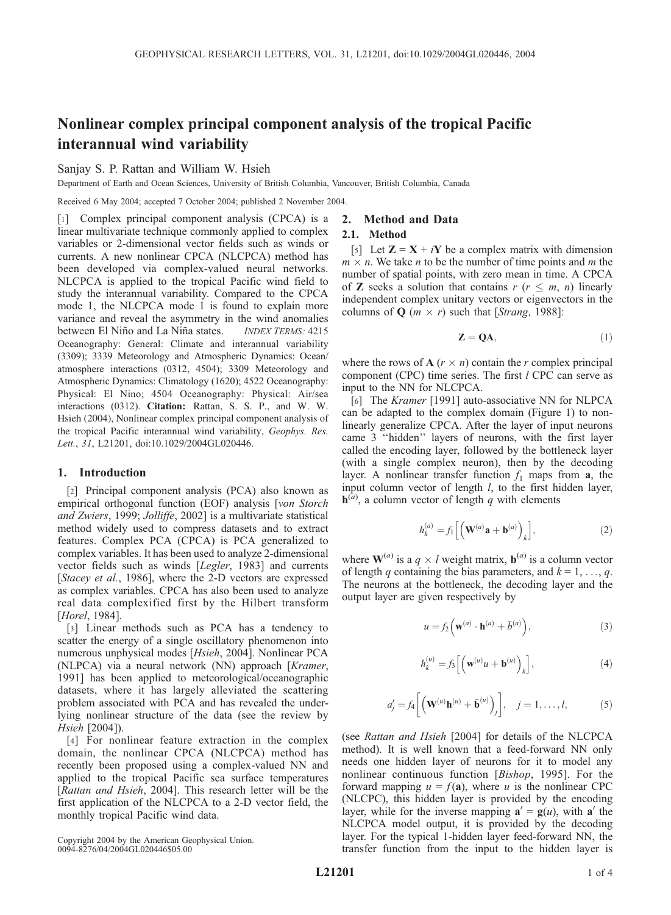# Nonlinear complex principal component analysis of the tropical Pacific interannual wind variability

Sanjay S. P. Rattan and William W. Hsieh

Department of Earth and Ocean Sciences, University of British Columbia, Vancouver, British Columbia, Canada

Received 6 May 2004; accepted 7 October 2004; published 2 November 2004.

[1] Complex principal component analysis (CPCA) is a linear multivariate technique commonly applied to complex variables or 2-dimensional vector fields such as winds or currents. A new nonlinear CPCA (NLCPCA) method has been developed via complex-valued neural networks. NLCPCA is applied to the tropical Pacific wind field to study the interannual variability. Compared to the CPCA mode 1, the NLCPCA mode 1 is found to explain more variance and reveal the asymmetry in the wind anomalies between El Niño and La Niña states. *INDEX TERMS:* 4215 Oceanography: General: Climate and interannual variability (3309); 3339 Meteorology and Atmospheric Dynamics: Ocean/atmosphere interactions (0312, 4504); 3309 Meteorology and Atmospheric Dynamics: Climatology (1620); 4522 Oceanography: Physical: El Nino; 4504 Oceanography: Physical: Air/sea interactions (0312). **Citation:** Rattan, S. S. P., and W. W. Hsieh (2004), Nonlinear complex principal component analysis of the tropical Pacific interannual wind variability, *Geophys. Res. Lett.*, *31*, L21201, doi:10.1029/2004GL020446.

## 1. Introduction

[2] Principal component analysis (PCA) also known as empirical orthogonal function (EOF) analysis [*von Storch and Zwiers*, 1999; *Jolliffe*, 2002] is a multivariate statistical method widely used to compress datasets and to extract features. Complex PCA (CPCA) is PCA generalized to complex variables. It has been used to analyze 2-dimensional vector fields such as winds [*Legler*, 1983] and currents [*Stacey et al.*, 1986], where the 2-D vectors are expressed as complex variables. CPCA has also been used to analyze real data complexified first by the Hilbert transform [*Horel*, 1984].

[3] Linear methods such as PCA has a tendency to scatter the energy of a single oscillatory phenomenon into numerous unphysical modes [*Hsieh*, 2004]. Nonlinear PCA (NLPCA) via a neural network (NN) approach [*Kramer*, 1991] has been applied to meteorological/oceanographic datasets, where it has largely alleviated the scattering problem associated with PCA and has revealed the underlying nonlinear structure of the data (see the review by *Hsieh* [2004]).

[4] For nonlinear feature extraction in the complex domain, the nonlinear CPCA (NLCPCA) method has recently been proposed using a complex-valued NN and applied to the tropical Pacific sea surface temperatures [*Rattan and Hsieh*, 2004]. This research letter will be the first application of the NLCPCA to a 2-D vector field, the monthly tropical Pacific wind data.

Copyright 2004 by the American Geophysical Union.
0094-8276/04/2004GL020446$05.00

## 2. Method and Data

### 2.1. Method

[5] Let $\mathbf{Z} = \mathbf{X} + i\mathbf{Y}$ be a complex matrix with dimension $m \times n$. We take $n$ to be the number of time points and $m$ the number of spatial points, with zero mean in time. A CPCA of $\mathbf{Z}$ seeks a solution that contains $r$ ($r \le m, n$) linearly independent complex unitary vectors or eigenvectors in the columns of $\mathbf{Q}$ ($m \times r$) such that [*Strang*, 1988]:

$$\mathbf{Z} = \mathbf{QA}, \tag{1}$$

where the rows of $\mathbf{A}$ ($r \times n$) contain the $r$ complex principal component (CPC) time series. The first $l$ CPC can serve as input to the NN for NLCPCA.

[6] The *Kramer* [1991] auto-associative NN for NLPCA can be adapted to the complex domain (Figure 1) to nonlinearly generalize CPCA. After the layer of input neurons came 3 "hidden" layers of neurons, with the first layer called the encoding layer, followed by the bottleneck layer (with a single complex neuron), then by the decoding layer. A nonlinear transfer function $f_1$ maps from $\mathbf{a}$, the input column vector of length $l$, to the first hidden layer, $\mathbf{h}^{(a)}$, a column vector of length $q$ with elements

$$h_k^{(a)} = f_1\left[\left(\mathbf{W}^{(a)}\mathbf{a} + \mathbf{b}^{(a)}\right)_k\right], \tag{2}$$

where $\mathbf{W}^{(a)}$ is a $q \times l$ weight matrix, $\mathbf{b}^{(a)}$ is a column vector of length $q$ containing the bias parameters, and $k = 1, \ldots, q$. The neurons at the bottleneck, the decoding layer and the output layer are given respectively by

$$u = f_2\left(\mathbf{w}^{(a)} \cdot \mathbf{h}^{(a)} + \bar{b}^{(a)}\right), \tag{3}$$

$$h_k^{(u)} = f_3\left[\left(\mathbf{w}^{(u)}u + \mathbf{b}^{(u)}\right)_k\right], \tag{4}$$

$$a'_j = f_4\left[\left(\mathbf{W}^{(u)}\mathbf{h}^{(u)} + \bar{\mathbf{b}}^{(u)}\right)_j\right], \quad j = 1, \ldots, l, \tag{5}$$

(see *Rattan and Hsieh* [2004] for details of the NLCPCA method). It is well known that a feed-forward NN only needs one hidden layer of neurons for it to model any nonlinear continuous function [*Bishop*, 1995]. For the forward mapping $u = f(\mathbf{a})$, where $u$ is the nonlinear CPC (NLCPC), this hidden layer is provided by the encoding layer, while for the inverse mapping $\mathbf{a}' = \mathbf{g}(u)$, with $\mathbf{a}'$ the NLCPCA model output, it is provided by the decoding layer. For the typical 1-hidden layer feed-forward NN, the transfer function from the input to the hidden layer is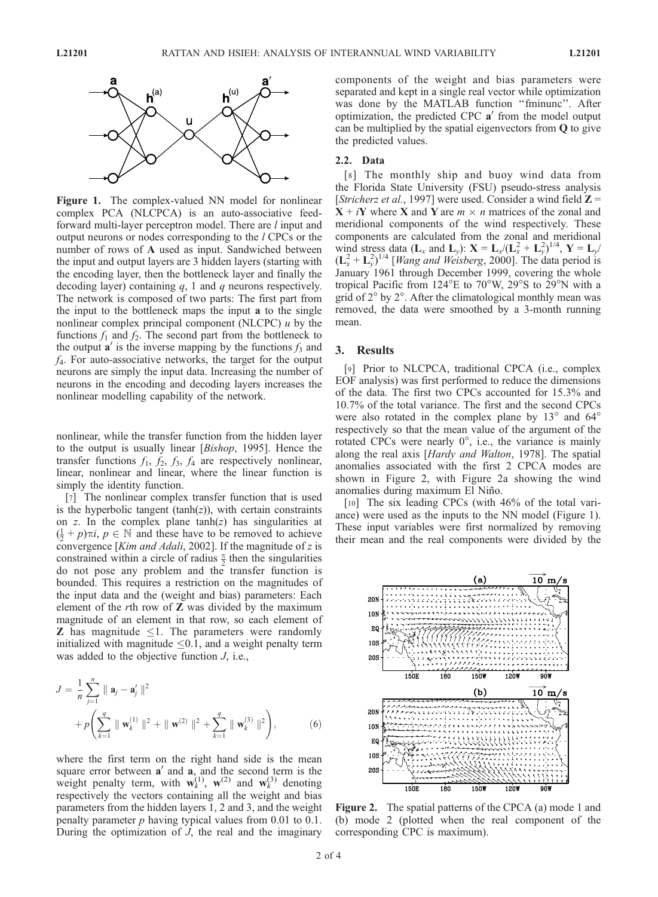Figure 1. The complex-valued NN model for nonlinear complex PCA (NLCPCA) is an auto-associative feed-forward multi-layer perceptron model. There are $l$ input and output neurons or nodes corresponding to the $l$ CPCs or the number of rows of $\mathbf{A}$ used as input. Sandwiched between the input and output layers are 3 hidden layers (starting with the encoding layer, then the bottleneck layer and finally the decoding layer) containing $q$, 1 and $q$ neurons respectively. The network is composed of two parts: The first part from the input to the bottleneck maps the input $\mathbf{a}$ to the single nonlinear complex principal component (NLCPC) $u$ by the functions $f_1$ and $f_2$. The second part from the bottleneck to the output $\mathbf{a}'$ is the inverse mapping by the functions $f_3$ and $f_4$. For auto-associative networks, the target for the output neurons are simply the input data. Increasing the number of neurons in the encoding and decoding layers increases the nonlinear modelling capability of the network.

nonlinear, while the transfer function from the hidden layer to the output is usually linear [*Bishop*, 1995]. Hence the transfer functions $f_1$, $f_2$, $f_3$, $f_4$ are respectively nonlinear, linear, nonlinear and linear, where the linear function is simply the identity function.

[7] The nonlinear complex transfer function that is used is the hyperbolic tangent ($\tanh(z)$), with certain constraints on $z$. In the complex plane $\tanh(z)$ has singularities at $(\frac{1}{2} + p)\pi i$, $p \in \mathbb{N}$ and these have to be removed to achieve convergence [*Kim and Adali*, 2002]. If the magnitude of $z$ is constrained within a circle of radius $\frac{\pi}{2}$ then the singularities do not pose any problem and the transfer function is bounded. This requires a restriction on the magnitudes of the input data and the (weight and bias) parameters: Each element of the $r$th row of $\mathbf{Z}$ was divided by the maximum magnitude of an element in that row, so each element of $\mathbf{Z}$ has magnitude $\leq 1$. The parameters were randomly initialized with magnitude $\leq 0.1$, and a weight penalty term was added to the objective function $J$, i.e.,

$$J = \frac{1}{n}\sum_{j=1}^{n} \| \mathbf{a}_j - \mathbf{a}'_j \|^2 + p\left( \sum_{k=1}^{q} \| \mathbf{w}_k^{(1)} \|^2 + \| \mathbf{w}^{(2)} \|^2 + \sum_{k=1}^{q} \| \mathbf{w}_k^{(3)} \|^2 \right), \tag{6}$$

where the first term on the right hand side is the mean square error between $\mathbf{a}'$ and $\mathbf{a}$, and the second term is the weight penalty term, with $\mathbf{w}_k^{(1)}$, $\mathbf{w}^{(2)}$ and $\mathbf{w}_k^{(3)}$ denoting respectively the vectors containing all the weight and bias parameters from the hidden layers 1, 2 and 3, and the weight penalty parameter $p$ having typical values from 0.01 to 0.1. During the optimization of $J$, the real and the imaginary components of the weight and bias parameters were separated and kept in a single real vector while optimization was done by the MATLAB function "fminunc". After optimization, the predicted CPC $\mathbf{a}'$ from the model output can be multiplied by the spatial eigenvectors from $\mathbf{Q}$ to give the predicted values.

### 2.2. Data

[8] The monthly ship and buoy wind data from the Florida State University (FSU) pseudo-stress analysis [*Stricherz et al.*, 1997] were used. Consider a wind field $\mathbf{Z} = \mathbf{X} + i\mathbf{Y}$ where $\mathbf{X}$ and $\mathbf{Y}$ are $m \times n$ matrices of the zonal and meridional components of the wind respectively. These components are calculated from the zonal and meridional wind stress data ($\mathbf{L}_x$ and $\mathbf{L}_y$): $\mathbf{X} = \mathbf{L}_x/(\mathbf{L}_x^2 + \mathbf{L}_y^2)^{1/4}$, $\mathbf{Y} = \mathbf{L}_y/(\mathbf{L}_x^2 + \mathbf{L}_y^2)^{1/4}$ [*Wang and Weisberg*, 2000]. The data period is January 1961 through December 1999, covering the whole tropical Pacific from 124°E to 70°W, 29°S to 29°N with a grid of 2° by 2°. After the climatological monthly mean was removed, the data were smoothed by a 3-month running mean.

## 3. Results

[9] Prior to NLCPCA, traditional CPCA (i.e., complex EOF analysis) was first performed to reduce the dimensions of the data. The first two CPCs accounted for 15.3% and 10.7% of the total variance. The first and the second CPCs were also rotated in the complex plane by 13° and 64° respectively so that the mean value of the argument of the rotated CPCs were nearly 0°, i.e., the variance is mainly along the real axis [*Hardy and Walton*, 1978]. The spatial anomalies associated with the first 2 CPCA modes are shown in Figure 2, with Figure 2a showing the wind anomalies during maximum El Niño.

[10] The six leading CPCs (with 46% of the total variance) were used as the inputs to the NN model (Figure 1). These input variables were first normalized by removing their mean and the real components were divided by the

Figure 2. The spatial patterns of the CPCA (a) mode 1 and (b) mode 2 (plotted when the real component of the corresponding CPC is maximum).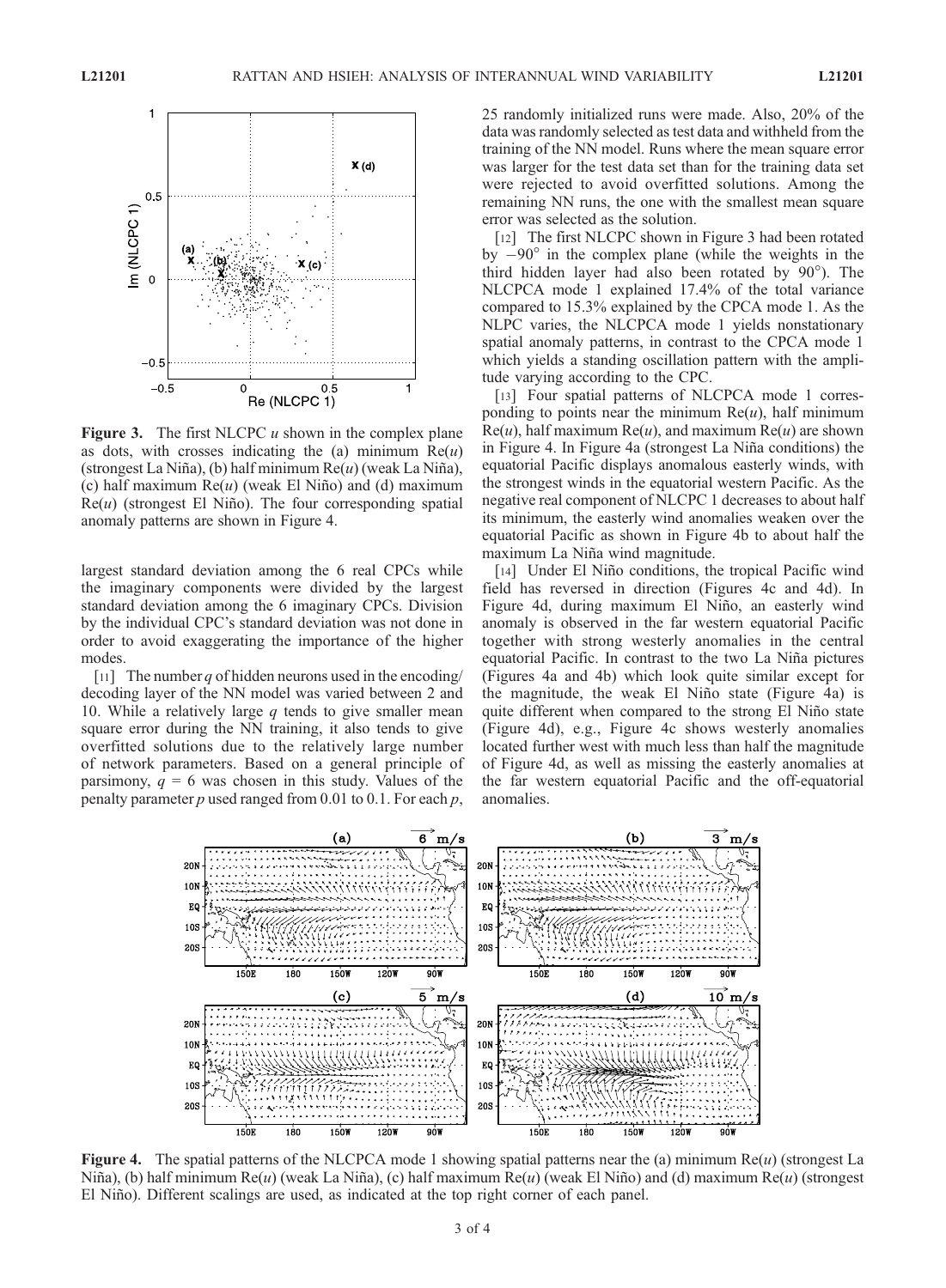**Figure 3.** The first NLCPC $u$ shown in the complex plane as dots, with crosses indicating the (a) minimum $\mathrm{Re}(u)$ (strongest La Niña), (b) half minimum $\mathrm{Re}(u)$ (weak La Niña), (c) half maximum $\mathrm{Re}(u)$ (weak El Niño) and (d) maximum $\mathrm{Re}(u)$ (strongest El Niño). The four corresponding spatial anomaly patterns are shown in Figure 4.

largest standard deviation among the 6 real CPCs while the imaginary components were divided by the largest standard deviation among the 6 imaginary CPCs. Division by the individual CPC's standard deviation was not done in order to avoid exaggerating the importance of the higher modes.

[11] The number $q$ of hidden neurons used in the encoding/decoding layer of the NN model was varied between 2 and 10. While a relatively large $q$ tends to give smaller mean square error during the NN training, it also tends to give overfitted solutions due to the relatively large number of network parameters. Based on a general principle of parsimony, $q = 6$ was chosen in this study. Values of the penalty parameter $p$ used ranged from 0.01 to 0.1. For each $p$, 25 randomly initialized runs were made. Also, 20% of the data was randomly selected as test data and withheld from the training of the NN model. Runs where the mean square error was larger for the test data set than for the training data set were rejected to avoid overfitted solutions. Among the remaining NN runs, the one with the smallest mean square error was selected as the solution.

[12] The first NLCPC shown in Figure 3 had been rotated by $-90°$ in the complex plane (while the weights in the third hidden layer had also been rotated by $90°$). The NLCPCA mode 1 explained 17.4% of the total variance compared to 15.3% explained by the CPCA mode 1. As the NLPC varies, the NLCPCA mode 1 yields nonstationary spatial anomaly patterns, in contrast to the CPCA mode 1 which yields a standing oscillation pattern with the amplitude varying according to the CPC.

[13] Four spatial patterns of NLCPCA mode 1 corresponding to points near the minimum $\mathrm{Re}(u)$, half minimum $\mathrm{Re}(u)$, half maximum $\mathrm{Re}(u)$, and maximum $\mathrm{Re}(u)$ are shown in Figure 4. In Figure 4a (strongest La Niña conditions) the equatorial Pacific displays anomalous easterly winds, with the strongest winds in the equatorial western Pacific. As the negative real component of NLCPC 1 decreases to about half its minimum, the easterly wind anomalies weaken over the equatorial Pacific as shown in Figure 4b to about half the maximum La Niña wind magnitude.

[14] Under El Niño conditions, the tropical Pacific wind field has reversed in direction (Figures 4c and 4d). In Figure 4d, during maximum El Niño, an easterly wind anomaly is observed in the far western equatorial Pacific together with strong westerly anomalies in the central equatorial Pacific. In contrast to the two La Niña pictures (Figures 4a and 4b) which look quite similar except for the magnitude, the weak El Niño state (Figure 4a) is quite different when compared to the strong El Niño state (Figure 4d), e.g., Figure 4c shows westerly anomalies located further west with much less than half the magnitude of Figure 4d, as well as missing the easterly anomalies at the far western equatorial Pacific and the off-equatorial anomalies.

**Figure 4.** The spatial patterns of the NLCPCA mode 1 showing spatial patterns near the (a) minimum $\mathrm{Re}(u)$ (strongest La Niña), (b) half minimum $\mathrm{Re}(u)$ (weak La Niña), (c) half maximum $\mathrm{Re}(u)$ (weak El Niño) and (d) maximum $\mathrm{Re}(u)$ (strongest El Niño). Different scalings are used, as indicated at the top right corner of each panel.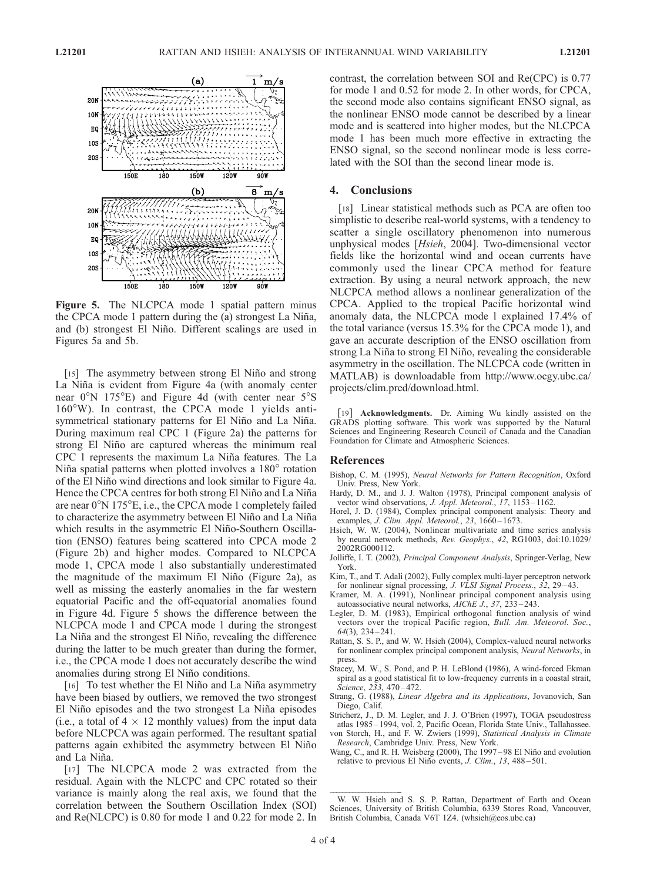(a) $\overrightarrow{1}$ m/s

20N
10N
EQ
10S
20S
150E 180 150W 120W 90W

(b) $\overrightarrow{8}$ m/s

20N
10N
EQ
10S
20S
150E 180 150W 120W 90W

**Figure 5.** The NLCPCA mode 1 spatial pattern minus the CPCA mode 1 pattern during the (a) strongest La Niña, and (b) strongest El Niño. Different scalings are used in Figures 5a and 5b.

[15] The asymmetry between strong El Niño and strong La Niña is evident from Figure 4a (with anomaly center near 0°N 175°E) and Figure 4d (with center near 5°S 160°W). In contrast, the CPCA mode 1 yields antisymmetrical stationary patterns for El Niño and La Niña. During maximum real CPC 1 (Figure 2a) the patterns for strong El Niño are captured whereas the minimum real CPC 1 represents the maximum La Niña features. The La Niña spatial patterns when plotted involves a 180° rotation of the El Niño wind directions and look similar to Figure 4a. Hence the CPCA centres for both strong El Niño and La Niña are near 0°N 175°E, i.e., the CPCA mode 1 completely failed to characterize the asymmetry between El Niño and La Niña which results in the asymmetric El Niño-Southern Oscillation (ENSO) features being scattered into CPCA mode 2 (Figure 2b) and higher modes. Compared to NLCPCA mode 1, CPCA mode 1 also substantially underestimated the magnitude of the maximum El Niño (Figure 2a), as well as missing the easterly anomalies in the far western equatorial Pacific and the off-equatorial anomalies found in Figure 4d. Figure 5 shows the difference between the NLCPCA mode 1 and CPCA mode 1 during the strongest La Niña and the strongest El Niño, revealing the difference during the latter to be much greater than during the former, i.e., the CPCA mode 1 does not accurately describe the wind anomalies during strong El Niño conditions.

[16] To test whether the El Niño and La Niña asymmetry have been biased by outliers, we removed the two strongest El Niño episodes and the two strongest La Niña episodes (i.e., a total of $4 \times 12$ monthly values) from the input data before NLCPCA was again performed. The resultant spatial patterns again exhibited the asymmetry between El Niño and La Niña.

[17] The NLCPCA mode 2 was extracted from the residual. Again with the NLCPC and CPC rotated so their variance is mainly along the real axis, we found that the correlation between the Southern Oscillation Index (SOI) and Re(NLCPC) is 0.80 for mode 1 and 0.22 for mode 2. In contrast, the correlation between SOI and Re(CPC) is 0.77 for mode 1 and 0.52 for mode 2. In other words, for CPCA, the second mode also contains significant ENSO signal, as the nonlinear ENSO mode cannot be described by a linear mode and is scattered into higher modes, but the NLCPCA mode 1 has been much more effective in extracting the ENSO signal, so the second nonlinear mode is less correlated with the SOI than the second linear mode is.

## 4. Conclusions

[18] Linear statistical methods such as PCA are often too simplistic to describe real-world systems, with a tendency to scatter a single oscillatory phenomenon into numerous unphysical modes [*Hsieh*, 2004]. Two-dimensional vector fields like the horizontal wind and ocean currents have commonly used the linear CPCA method for feature extraction. By using a neural network approach, the new NLCPCA method allows a nonlinear generalization of the CPCA. Applied to the tropical Pacific horizontal wind anomaly data, the NLCPCA mode 1 explained 17.4% of the total variance (versus 15.3% for the CPCA mode 1), and gave an accurate description of the ENSO oscillation from strong La Niña to strong El Niño, revealing the considerable asymmetry in the oscillation. The NLCPCA code (written in MATLAB) is downloadable from http://www.ocgy.ubc.ca/projects/clim.pred/download.html.

[19] **Acknowledgments.** Dr. Aiming Wu kindly assisted on the GRADS plotting software. This work was supported by the Natural Sciences and Engineering Research Council of Canada and the Canadian Foundation for Climate and Atmospheric Sciences.

## References

Bishop, C. M. (1995), *Neural Networks for Pattern Recognition*, Oxford Univ. Press, New York.

Hardy, D. M., and J. J. Walton (1978), Principal component analysis of vector wind observations, *J. Appl. Meteorol.*, *17*, 1153–1162.

Horel, J. D. (1984), Complex principal component analysis: Theory and examples, *J. Clim. Appl. Meteorol.*, *23*, 1660–1673.

Hsieh, W. W. (2004), Nonlinear multivariate and time series analysis by neural network methods, *Rev. Geophys.*, *42*, RG1003, doi:10.1029/2002RG000112.

Jolliffe, I. T. (2002), *Principal Component Analysis*, Springer-Verlag, New York.

Kim, T., and T. Adali (2002), Fully complex multi-layer perceptron network for nonlinear signal processing, *J. VLSI Signal Process.*, *32*, 29–43.

Kramer, M. A. (1991), Nonlinear principal component analysis using autoassociative neural networks, *AIChE J.*, *37*, 233–243.

Legler, D. M. (1983), Empirical orthogonal function analysis of wind vectors over the tropical Pacific region, *Bull. Am. Meteorol. Soc.*, *64*(3), 234–241.

Rattan, S. S. P., and W. W. Hsieh (2004), Complex-valued neural networks for nonlinear complex principal component analysis, *Neural Networks*, in press.

Stacey, M. W., S. Pond, and P. H. LeBlond (1986), A wind-forced Ekman spiral as a good statistical fit to low-frequency currents in a coastal strait, *Science*, *233*, 470–472.

Strang, G. (1988), *Linear Algebra and its Applications*, Jovanovich, San Diego, Calif.

Stricherz, J., D. M. Legler, and J. J. O'Brien (1997), TOGA pseudostress atlas 1985–1994, vol. 2, Pacific Ocean, Florida State Univ., Tallahassee.

von Storch, H., and F. W. Zwiers (1999), *Statistical Analysis in Climate Research*, Cambridge Univ. Press, New York.

Wang, C., and R. H. Weisberg (2000), The 1997–98 El Niño and evolution relative to previous El Niño events, *J. Clim.*, *13*, 488–501.

W. W. Hsieh and S. S. P. Rattan, Department of Earth and Ocean Sciences, University of British Columbia, 6339 Stores Road, Vancouver, British Columbia, Canada V6T 1Z4. (whsieh@eos.ubc.ca)